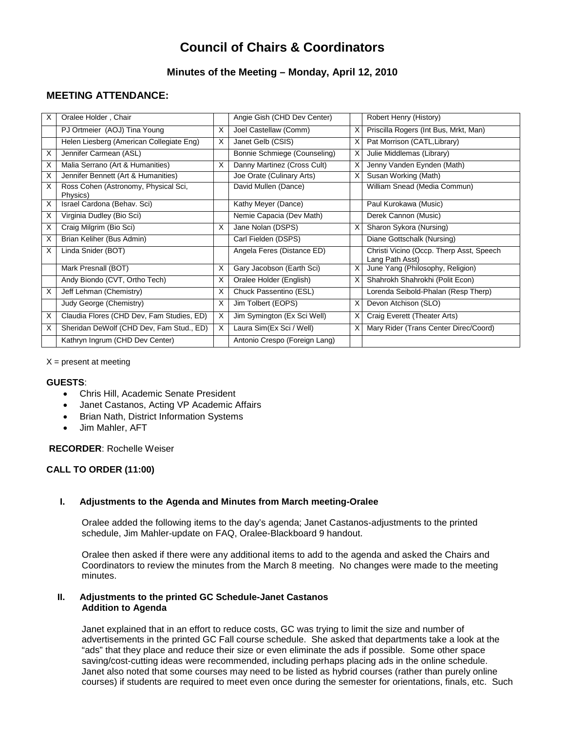# Council of Chairs & Coordinators

## Minutes of the Meeting – Monday, April 12, 2010

## MEETING ATTENDANCE:

| | | | | | |
|---|---|---|---|---|---|
| X | Oralee Holder , Chair | | Angie Gish (CHD Dev Center) | | Robert Henry (History) |
| | PJ Ortmeier (AOJ) Tina Young | X | Joel Castellaw (Comm) | X | Priscilla Rogers (Int Bus, Mrkt, Man) |
| | Helen Liesberg (American Collegiate Eng) | X | Janet Gelb (CSIS) | X | Pat Morrison (CATL,Library) |
| X | Jennifer Carmean (ASL) | | Bonnie Schmiege (Counseling) | X | Julie Middlemas (Library) |
| X | Malia Serrano (Art & Humanities) | X | Danny Martinez (Cross Cult) | X | Jenny Vanden Eynden (Math) |
| X | Jennifer Bennett (Art & Humanities) | | Joe Orate (Culinary Arts) | X | Susan Working (Math) |
| X | Ross Cohen (Astronomy, Physical Sci, Physics) | | David Mullen (Dance) | | William Snead (Media Commun) |
| X | Israel Cardona (Behav. Sci) | | Kathy Meyer (Dance) | | Paul Kurokawa (Music) |
| X | Virginia Dudley (Bio Sci) | | Nemie Capacia (Dev Math) | | Derek Cannon (Music) |
| X | Craig Milgrim (Bio Sci) | X | Jane Nolan (DSPS) | X | Sharon Sykora (Nursing) |
| X | Brian Keliher (Bus Admin) | | Carl Fielden (DSPS) | | Diane Gottschalk (Nursing) |
| X | Linda Snider (BOT) | | Angela Feres (Distance ED) | | Christi Vicino (Occp. Therp Asst, Speech Lang Path Asst) |
| | Mark Presnall (BOT) | X | Gary Jacobson (Earth Sci) | X | June Yang (Philosophy, Religion) |
| | Andy Biondo (CVT, Ortho Tech) | X | Oralee Holder (English) | X | Shahrokh Shahrokhi (Polit Econ) |
| X | Jeff Lehman (Chemistry) | X | Chuck Passentino (ESL) | | Lorenda Seibold-Phalan (Resp Therp) |
| | Judy George (Chemistry) | X | Jim Tolbert (EOPS) | X | Devon Atchison (SLO) |
| X | Claudia Flores (CHD Dev, Fam Studies, ED) | X | Jim Symington (Ex Sci Well) | X | Craig Everett (Theater Arts) |
| X | Sheridan DeWolf (CHD Dev, Fam Stud., ED) | X | Laura Sim(Ex Sci / Well) | X | Mary Rider (Trans Center Direc/Coord) |
| | Kathryn Ingrum (CHD Dev Center) | | Antonio Crespo (Foreign Lang) | | |

X = present at meeting

**GUESTS**:

- Chris Hill, Academic Senate President
- Janet Castanos, Acting VP Academic Affairs
- Brian Nath, District Information Systems
- Jim Mahler, AFT

**RECORDER**: Rochelle Weiser

**CALL TO ORDER (11:00)**

**I. Adjustments to the Agenda and Minutes from March meeting-Oralee**

Oralee added the following items to the day's agenda; Janet Castanos-adjustments to the printed schedule, Jim Mahler-update on FAQ, Oralee-Blackboard 9 handout.

Oralee then asked if there were any additional items to add to the agenda and asked the Chairs and Coordinators to review the minutes from the March 8 meeting. No changes were made to the meeting minutes.

**II. Adjustments to the printed GC Schedule-Janet Castanos**
**Addition to Agenda**

Janet explained that in an effort to reduce costs, GC was trying to limit the size and number of advertisements in the printed GC Fall course schedule. She asked that departments take a look at the "ads" that they place and reduce their size or even eliminate the ads if possible. Some other space saving/cost-cutting ideas were recommended, including perhaps placing ads in the online schedule. Janet also noted that some courses may need to be listed as hybrid courses (rather than purely online courses) if students are required to meet even once during the semester for orientations, finals, etc. Such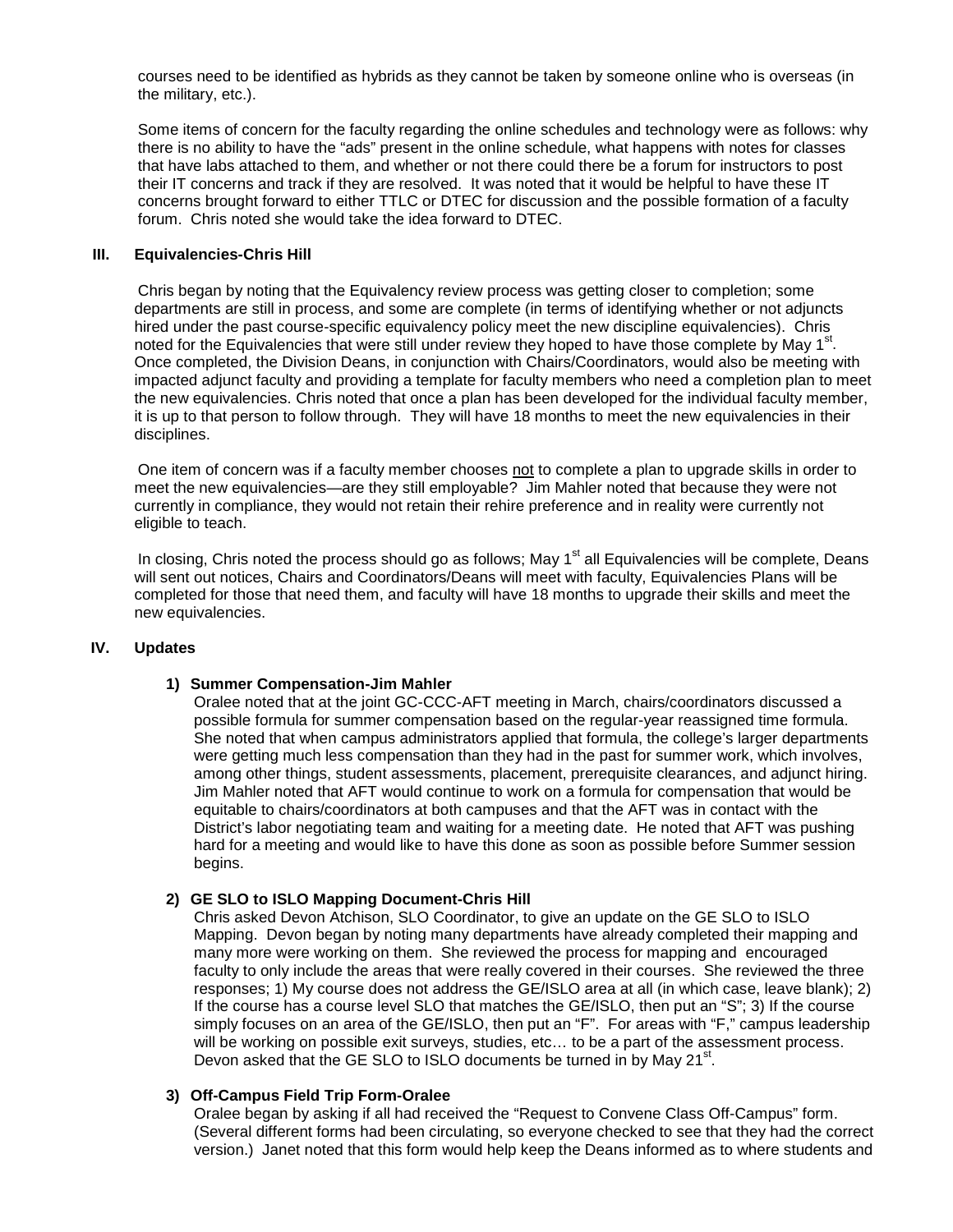courses need to be identified as hybrids as they cannot be taken by someone online who is overseas (in the military, etc.).

Some items of concern for the faculty regarding the online schedules and technology were as follows: why there is no ability to have the "ads" present in the online schedule, what happens with notes for classes that have labs attached to them, and whether or not there could there be a forum for instructors to post their IT concerns and track if they are resolved. It was noted that it would be helpful to have these IT concerns brought forward to either TTLC or DTEC for discussion and the possible formation of a faculty forum. Chris noted she would take the idea forward to DTEC.

## III. Equivalencies-Chris Hill

Chris began by noting that the Equivalency review process was getting closer to completion; some departments are still in process, and some are complete (in terms of identifying whether or not adjuncts hired under the past course-specific equivalency policy meet the new discipline equivalencies). Chris noted for the Equivalencies that were still under review they hoped to have those complete by May 1st. Once completed, the Division Deans, in conjunction with Chairs/Coordinators, would also be meeting with impacted adjunct faculty and providing a template for faculty members who need a completion plan to meet the new equivalencies. Chris noted that once a plan has been developed for the individual faculty member, it is up to that person to follow through. They will have 18 months to meet the new equivalencies in their disciplines.

One item of concern was if a faculty member chooses <u>not</u> to complete a plan to upgrade skills in order to meet the new equivalencies—are they still employable? Jim Mahler noted that because they were not currently in compliance, they would not retain their rehire preference and in reality were currently not eligible to teach.

In closing, Chris noted the process should go as follows; May 1st all Equivalencies will be complete, Deans will sent out notices, Chairs and Coordinators/Deans will meet with faculty, Equivalencies Plans will be completed for those that need them, and faculty will have 18 months to upgrade their skills and meet the new equivalencies.

## IV. Updates

### 1) Summer Compensation-Jim Mahler

Oralee noted that at the joint GC-CCC-AFT meeting in March, chairs/coordinators discussed a possible formula for summer compensation based on the regular-year reassigned time formula. She noted that when campus administrators applied that formula, the college's larger departments were getting much less compensation than they had in the past for summer work, which involves, among other things, student assessments, placement, prerequisite clearances, and adjunct hiring. Jim Mahler noted that AFT would continue to work on a formula for compensation that would be equitable to chairs/coordinators at both campuses and that the AFT was in contact with the District's labor negotiating team and waiting for a meeting date. He noted that AFT was pushing hard for a meeting and would like to have this done as soon as possible before Summer session begins.

### 2) GE SLO to ISLO Mapping Document-Chris Hill

Chris asked Devon Atchison, SLO Coordinator, to give an update on the GE SLO to ISLO Mapping. Devon began by noting many departments have already completed their mapping and many more were working on them. She reviewed the process for mapping and encouraged faculty to only include the areas that were really covered in their courses. She reviewed the three responses; 1) My course does not address the GE/ISLO area at all (in which case, leave blank); 2) If the course has a course level SLO that matches the GE/ISLO, then put an "S"; 3) If the course simply focuses on an area of the GE/ISLO, then put an "F". For areas with "F," campus leadership will be working on possible exit surveys, studies, etc… to be a part of the assessment process. Devon asked that the GE SLO to ISLO documents be turned in by May 21st.

### 3) Off-Campus Field Trip Form-Oralee

Oralee began by asking if all had received the "Request to Convene Class Off-Campus" form. (Several different forms had been circulating, so everyone checked to see that they had the correct version.) Janet noted that this form would help keep the Deans informed as to where students and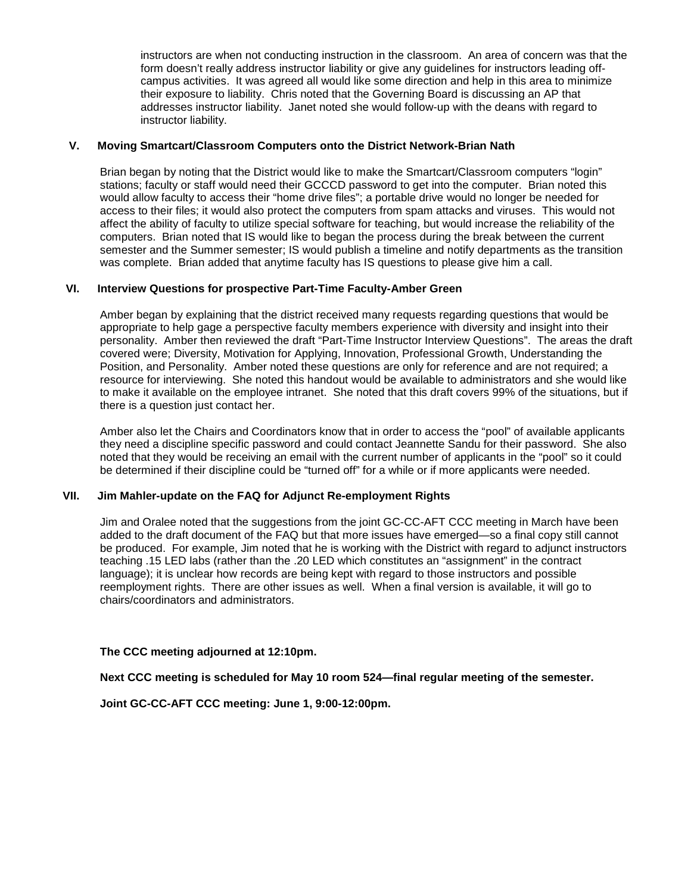instructors are when not conducting instruction in the classroom. An area of concern was that the form doesn't really address instructor liability or give any guidelines for instructors leading off-campus activities. It was agreed all would like some direction and help in this area to minimize their exposure to liability. Chris noted that the Governing Board is discussing an AP that addresses instructor liability. Janet noted she would follow-up with the deans with regard to instructor liability.

**V. Moving Smartcart/Classroom Computers onto the District Network-Brian Nath**

Brian began by noting that the District would like to make the Smartcart/Classroom computers "login" stations; faculty or staff would need their GCCCD password to get into the computer. Brian noted this would allow faculty to access their "home drive files"; a portable drive would no longer be needed for access to their files; it would also protect the computers from spam attacks and viruses. This would not affect the ability of faculty to utilize special software for teaching, but would increase the reliability of the computers. Brian noted that IS would like to began the process during the break between the current semester and the Summer semester; IS would publish a timeline and notify departments as the transition was complete. Brian added that anytime faculty has IS questions to please give him a call.

**VI. Interview Questions for prospective Part-Time Faculty-Amber Green**

Amber began by explaining that the district received many requests regarding questions that would be appropriate to help gage a perspective faculty members experience with diversity and insight into their personality. Amber then reviewed the draft "Part-Time Instructor Interview Questions". The areas the draft covered were; Diversity, Motivation for Applying, Innovation, Professional Growth, Understanding the Position, and Personality. Amber noted these questions are only for reference and are not required; a resource for interviewing. She noted this handout would be available to administrators and she would like to make it available on the employee intranet. She noted that this draft covers 99% of the situations, but if there is a question just contact her.

Amber also let the Chairs and Coordinators know that in order to access the "pool" of available applicants they need a discipline specific password and could contact Jeannette Sandu for their password. She also noted that they would be receiving an email with the current number of applicants in the "pool" so it could be determined if their discipline could be "turned off" for a while or if more applicants were needed.

**VII. Jim Mahler-update on the FAQ for Adjunct Re-employment Rights**

Jim and Oralee noted that the suggestions from the joint GC-CC-AFT CCC meeting in March have been added to the draft document of the FAQ but that more issues have emerged—so a final copy still cannot be produced. For example, Jim noted that he is working with the District with regard to adjunct instructors teaching .15 LED labs (rather than the .20 LED which constitutes an "assignment" in the contract language); it is unclear how records are being kept with regard to those instructors and possible reemployment rights. There are other issues as well. When a final version is available, it will go to chairs/coordinators and administrators.

**The CCC meeting adjourned at 12:10pm.**

**Next CCC meeting is scheduled for May 10 room 524—final regular meeting of the semester.**

**Joint GC-CC-AFT CCC meeting: June 1, 9:00-12:00pm.**